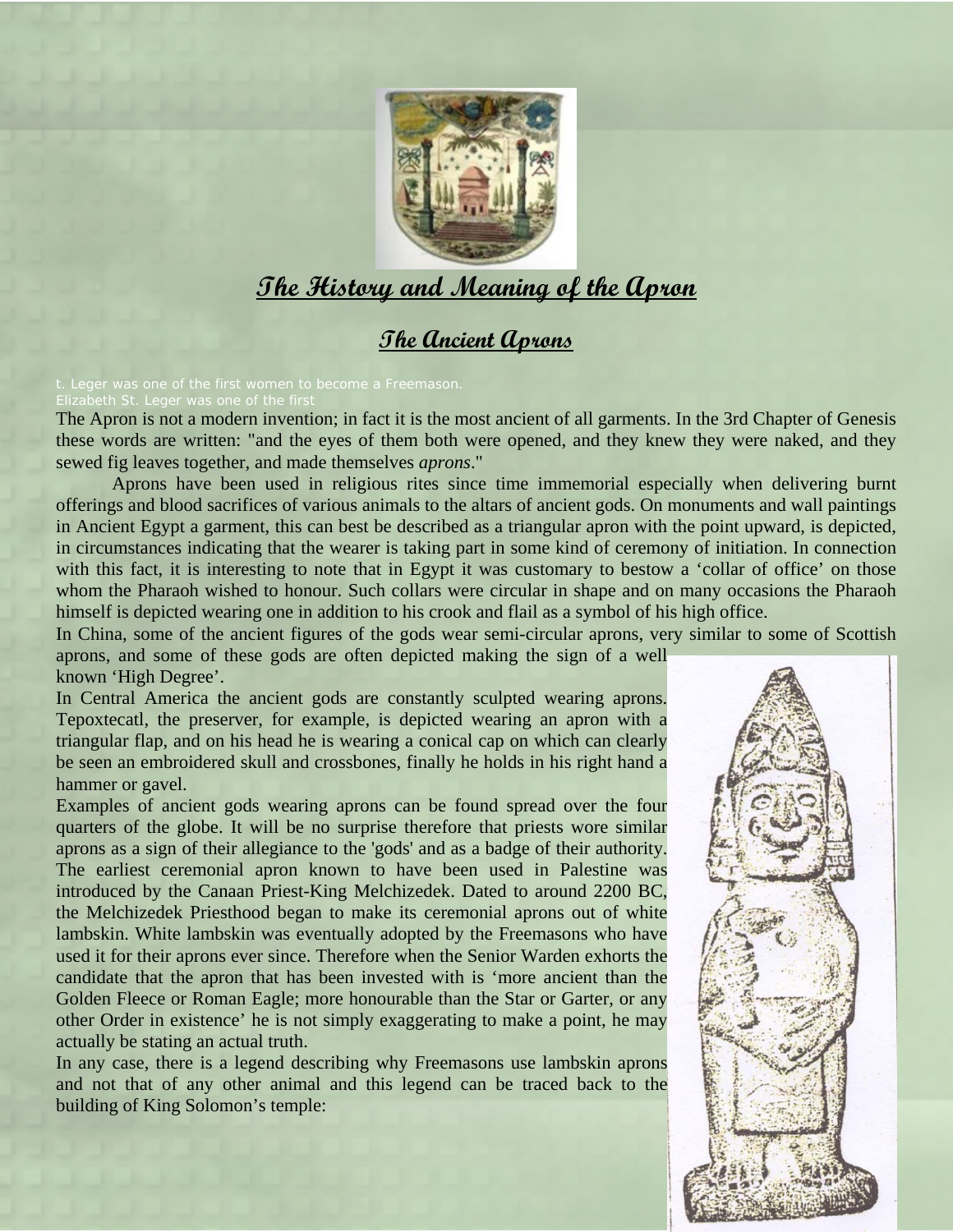# The History and Meaning of the Apron

## The Ancient Aprons

t. Leger was one of the first women to become a Freemason.
Elizabeth St. Leger was one of the first

The Apron is not a modern invention; in fact it is the most ancient of all garments. In the 3rd Chapter of Genesis these words are written: "and the eyes of them both were opened, and they knew they were naked, and they sewed fig leaves together, and made themselves *aprons*."

Aprons have been used in religious rites since time immemorial especially when delivering burnt offerings and blood sacrifices of various animals to the altars of ancient gods. On monuments and wall paintings in Ancient Egypt a garment, this can best be described as a triangular apron with the point upward, is depicted, in circumstances indicating that the wearer is taking part in some kind of ceremony of initiation. In connection with this fact, it is interesting to note that in Egypt it was customary to bestow a 'collar of office' on those whom the Pharaoh wished to honour. Such collars were circular in shape and on many occasions the Pharaoh himself is depicted wearing one in addition to his crook and flail as a symbol of his high office.

In China, some of the ancient figures of the gods wear semi-circular aprons, very similar to some of Scottish aprons, and some of these gods are often depicted making the sign of a well known 'High Degree'.

In Central America the ancient gods are constantly sculpted wearing aprons. Tepoxtecatl, the preserver, for example, is depicted wearing an apron with a triangular flap, and on his head he is wearing a conical cap on which can clearly be seen an embroidered skull and crossbones, finally he holds in his right hand a hammer or gavel.

Examples of ancient gods wearing aprons can be found spread over the four quarters of the globe. It will be no surprise therefore that priests wore similar aprons as a sign of their allegiance to the 'gods' and as a badge of their authority. The earliest ceremonial apron known to have been used in Palestine was introduced by the Canaan Priest-King Melchizedek. Dated to around 2200 BC, the Melchizedek Priesthood began to make its ceremonial aprons out of white lambskin. White lambskin was eventually adopted by the Freemasons who have used it for their aprons ever since. Therefore when the Senior Warden exhorts the candidate that the apron that has been invested with is 'more ancient than the Golden Fleece or Roman Eagle; more honourable than the Star or Garter, or any other Order in existence' he is not simply exaggerating to make a point, he may actually be stating an actual truth.

In any case, there is a legend describing why Freemasons use lambskin aprons and not that of any other animal and this legend can be traced back to the building of King Solomon's temple: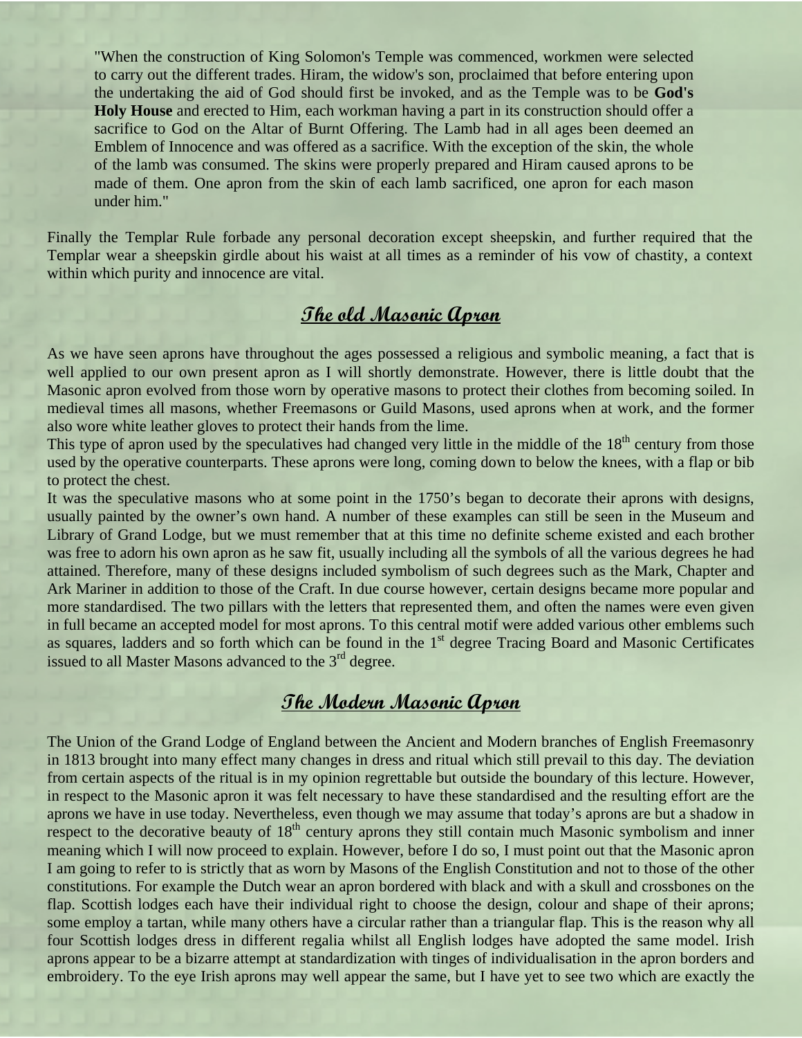> "When the construction of King Solomon's Temple was commenced, workmen were selected to carry out the different trades. Hiram, the widow's son, proclaimed that before entering upon the undertaking the aid of God should first be invoked, and as the Temple was to be **God's Holy House** and erected to Him, each workman having a part in its construction should offer a sacrifice to God on the Altar of Burnt Offering. The Lamb had in all ages been deemed an Emblem of Innocence and was offered as a sacrifice. With the exception of the skin, the whole of the lamb was consumed. The skins were properly prepared and Hiram caused aprons to be made of them. One apron from the skin of each lamb sacrificed, one apron for each mason under him."

Finally the Templar Rule forbade any personal decoration except sheepskin, and further required that the Templar wear a sheepskin girdle about his waist at all times as a reminder of his vow of chastity, a context within which purity and innocence are vital.

## The old Masonic Apron

As we have seen aprons have throughout the ages possessed a religious and symbolic meaning, a fact that is well applied to our own present apron as I will shortly demonstrate. However, there is little doubt that the Masonic apron evolved from those worn by operative masons to protect their clothes from becoming soiled. In medieval times all masons, whether Freemasons or Guild Masons, used aprons when at work, and the former also wore white leather gloves to protect their hands from the lime.

This type of apron used by the speculatives had changed very little in the middle of the 18th century from those used by the operative counterparts. These aprons were long, coming down to below the knees, with a flap or bib to protect the chest.

It was the speculative masons who at some point in the 1750's began to decorate their aprons with designs, usually painted by the owner's own hand. A number of these examples can still be seen in the Museum and Library of Grand Lodge, but we must remember that at this time no definite scheme existed and each brother was free to adorn his own apron as he saw fit, usually including all the symbols of all the various degrees he had attained. Therefore, many of these designs included symbolism of such degrees such as the Mark, Chapter and Ark Mariner in addition to those of the Craft. In due course however, certain designs became more popular and more standardised. The two pillars with the letters that represented them, and often the names were even given in full became an accepted model for most aprons. To this central motif were added various other emblems such as squares, ladders and so forth which can be found in the 1st degree Tracing Board and Masonic Certificates issued to all Master Masons advanced to the 3rd degree.

## The Modern Masonic Apron

The Union of the Grand Lodge of England between the Ancient and Modern branches of English Freemasonry in 1813 brought into many effect many changes in dress and ritual which still prevail to this day. The deviation from certain aspects of the ritual is in my opinion regrettable but outside the boundary of this lecture. However, in respect to the Masonic apron it was felt necessary to have these standardised and the resulting effort are the aprons we have in use today. Nevertheless, even though we may assume that today's aprons are but a shadow in respect to the decorative beauty of 18th century aprons they still contain much Masonic symbolism and inner meaning which I will now proceed to explain. However, before I do so, I must point out that the Masonic apron I am going to refer to is strictly that as worn by Masons of the English Constitution and not to those of the other constitutions. For example the Dutch wear an apron bordered with black and with a skull and crossbones on the flap. Scottish lodges each have their individual right to choose the design, colour and shape of their aprons; some employ a tartan, while many others have a circular rather than a triangular flap. This is the reason why all four Scottish lodges dress in different regalia whilst all English lodges have adopted the same model. Irish aprons appear to be a bizarre attempt at standardization with tinges of individualisation in the apron borders and embroidery. To the eye Irish aprons may well appear the same, but I have yet to see two which are exactly the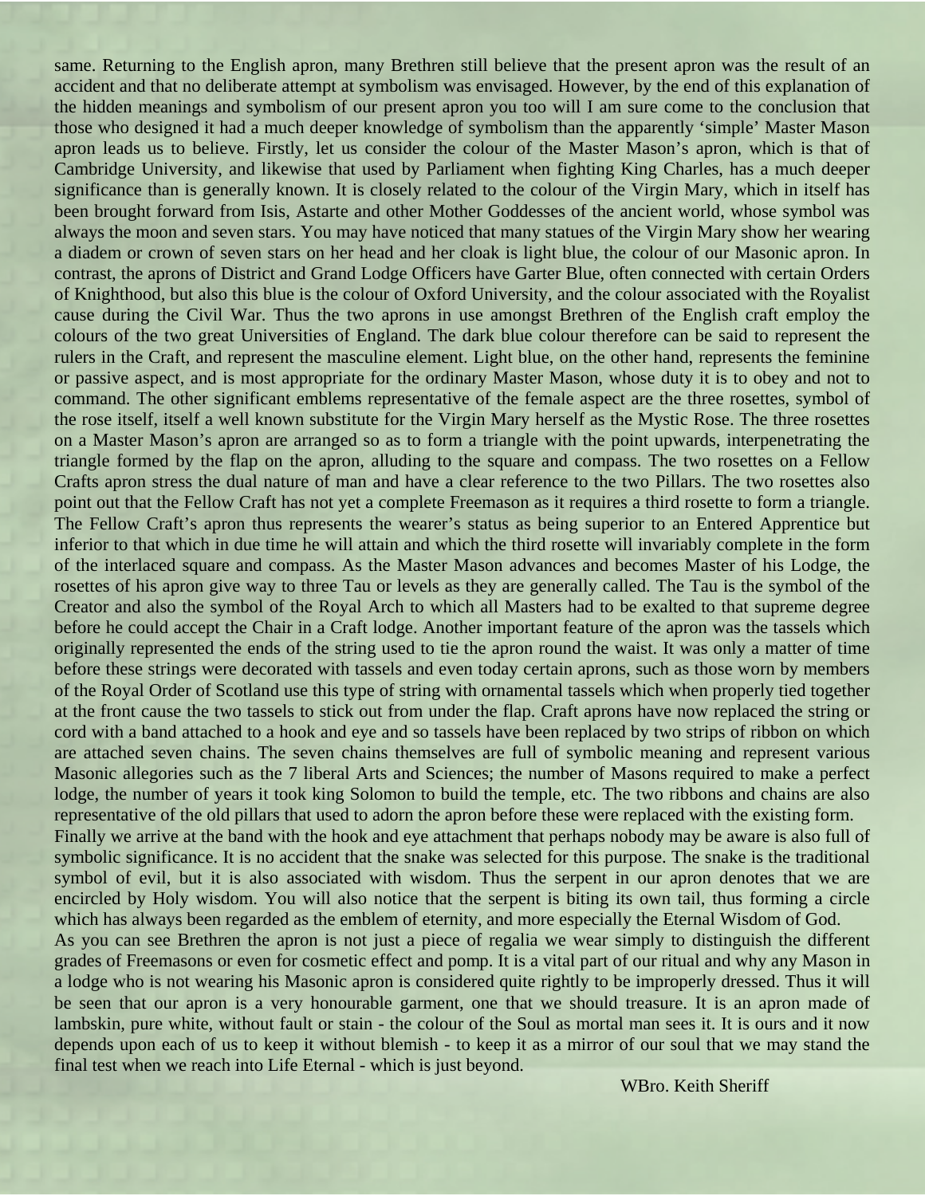same. Returning to the English apron, many Brethren still believe that the present apron was the result of an accident and that no deliberate attempt at symbolism was envisaged. However, by the end of this explanation of the hidden meanings and symbolism of our present apron you too will I am sure come to the conclusion that those who designed it had a much deeper knowledge of symbolism than the apparently 'simple' Master Mason apron leads us to believe. Firstly, let us consider the colour of the Master Mason's apron, which is that of Cambridge University, and likewise that used by Parliament when fighting King Charles, has a much deeper significance than is generally known. It is closely related to the colour of the Virgin Mary, which in itself has been brought forward from Isis, Astarte and other Mother Goddesses of the ancient world, whose symbol was always the moon and seven stars. You may have noticed that many statues of the Virgin Mary show her wearing a diadem or crown of seven stars on her head and her cloak is light blue, the colour of our Masonic apron. In contrast, the aprons of District and Grand Lodge Officers have Garter Blue, often connected with certain Orders of Knighthood, but also this blue is the colour of Oxford University, and the colour associated with the Royalist cause during the Civil War. Thus the two aprons in use amongst Brethren of the English craft employ the colours of the two great Universities of England. The dark blue colour therefore can be said to represent the rulers in the Craft, and represent the masculine element. Light blue, on the other hand, represents the feminine or passive aspect, and is most appropriate for the ordinary Master Mason, whose duty it is to obey and not to command. The other significant emblems representative of the female aspect are the three rosettes, symbol of the rose itself, itself a well known substitute for the Virgin Mary herself as the Mystic Rose. The three rosettes on a Master Mason's apron are arranged so as to form a triangle with the point upwards, interpenetrating the triangle formed by the flap on the apron, alluding to the square and compass. The two rosettes on a Fellow Crafts apron stress the dual nature of man and have a clear reference to the two Pillars. The two rosettes also point out that the Fellow Craft has not yet a complete Freemason as it requires a third rosette to form a triangle. The Fellow Craft's apron thus represents the wearer's status as being superior to an Entered Apprentice but inferior to that which in due time he will attain and which the third rosette will invariably complete in the form of the interlaced square and compass. As the Master Mason advances and becomes Master of his Lodge, the rosettes of his apron give way to three Tau or levels as they are generally called. The Tau is the symbol of the Creator and also the symbol of the Royal Arch to which all Masters had to be exalted to that supreme degree before he could accept the Chair in a Craft lodge. Another important feature of the apron was the tassels which originally represented the ends of the string used to tie the apron round the waist. It was only a matter of time before these strings were decorated with tassels and even today certain aprons, such as those worn by members of the Royal Order of Scotland use this type of string with ornamental tassels which when properly tied together at the front cause the two tassels to stick out from under the flap. Craft aprons have now replaced the string or cord with a band attached to a hook and eye and so tassels have been replaced by two strips of ribbon on which are attached seven chains. The seven chains themselves are full of symbolic meaning and represent various Masonic allegories such as the 7 liberal Arts and Sciences; the number of Masons required to make a perfect lodge, the number of years it took king Solomon to build the temple, etc. The two ribbons and chains are also representative of the old pillars that used to adorn the apron before these were replaced with the existing form.

Finally we arrive at the band with the hook and eye attachment that perhaps nobody may be aware is also full of symbolic significance. It is no accident that the snake was selected for this purpose. The snake is the traditional symbol of evil, but it is also associated with wisdom. Thus the serpent in our apron denotes that we are encircled by Holy wisdom. You will also notice that the serpent is biting its own tail, thus forming a circle which has always been regarded as the emblem of eternity, and more especially the Eternal Wisdom of God.

As you can see Brethren the apron is not just a piece of regalia we wear simply to distinguish the different grades of Freemasons or even for cosmetic effect and pomp. It is a vital part of our ritual and why any Mason in a lodge who is not wearing his Masonic apron is considered quite rightly to be improperly dressed. Thus it will be seen that our apron is a very honourable garment, one that we should treasure. It is an apron made of lambskin, pure white, without fault or stain - the colour of the Soul as mortal man sees it. It is ours and it now depends upon each of us to keep it without blemish - to keep it as a mirror of our soul that we may stand the final test when we reach into Life Eternal - which is just beyond.

WBro. Keith Sheriff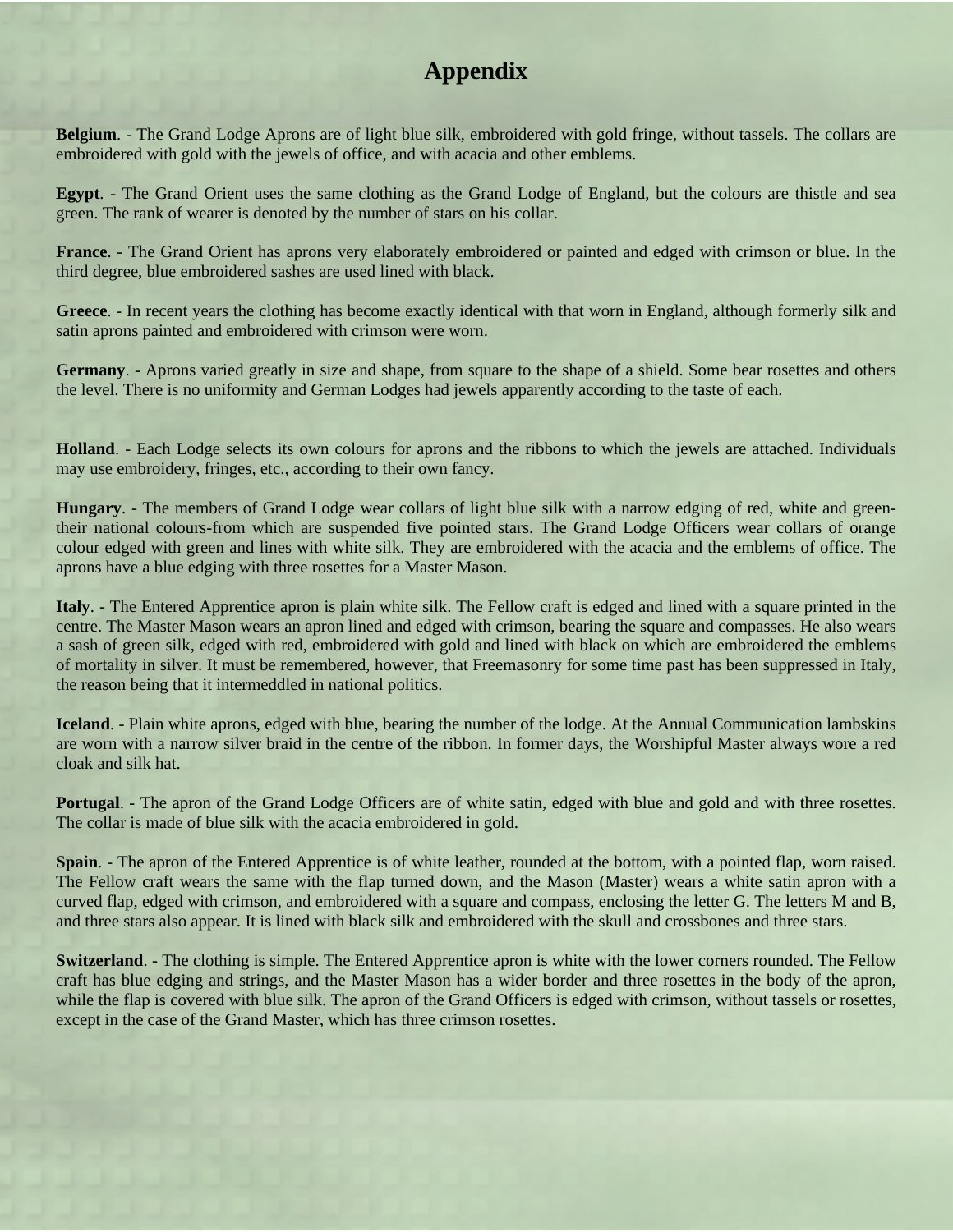# Appendix

**Belgium**. - The Grand Lodge Aprons are of light blue silk, embroidered with gold fringe, without tassels. The collars are embroidered with gold with the jewels of office, and with acacia and other emblems.

**Egypt**. - The Grand Orient uses the same clothing as the Grand Lodge of England, but the colours are thistle and sea green. The rank of wearer is denoted by the number of stars on his collar.

**France**. - The Grand Orient has aprons very elaborately embroidered or painted and edged with crimson or blue. In the third degree, blue embroidered sashes are used lined with black.

**Greece**. - In recent years the clothing has become exactly identical with that worn in England, although formerly silk and satin aprons painted and embroidered with crimson were worn.

**Germany**. - Aprons varied greatly in size and shape, from square to the shape of a shield. Some bear rosettes and others the level. There is no uniformity and German Lodges had jewels apparently according to the taste of each.

**Holland**. - Each Lodge selects its own colours for aprons and the ribbons to which the jewels are attached. Individuals may use embroidery, fringes, etc., according to their own fancy.

**Hungary**. - The members of Grand Lodge wear collars of light blue silk with a narrow edging of red, white and green-their national colours-from which are suspended five pointed stars. The Grand Lodge Officers wear collars of orange colour edged with green and lines with white silk. They are embroidered with the acacia and the emblems of office. The aprons have a blue edging with three rosettes for a Master Mason.

**Italy**. - The Entered Apprentice apron is plain white silk. The Fellow craft is edged and lined with a square printed in the centre. The Master Mason wears an apron lined and edged with crimson, bearing the square and compasses. He also wears a sash of green silk, edged with red, embroidered with gold and lined with black on which are embroidered the emblems of mortality in silver. It must be remembered, however, that Freemasonry for some time past has been suppressed in Italy, the reason being that it intermeddled in national politics.

**Iceland**. - Plain white aprons, edged with blue, bearing the number of the lodge. At the Annual Communication lambskins are worn with a narrow silver braid in the centre of the ribbon. In former days, the Worshipful Master always wore a red cloak and silk hat.

**Portugal**. - The apron of the Grand Lodge Officers are of white satin, edged with blue and gold and with three rosettes. The collar is made of blue silk with the acacia embroidered in gold.

**Spain**. - The apron of the Entered Apprentice is of white leather, rounded at the bottom, with a pointed flap, worn raised. The Fellow craft wears the same with the flap turned down, and the Mason (Master) wears a white satin apron with a curved flap, edged with crimson, and embroidered with a square and compass, enclosing the letter G. The letters M and B, and three stars also appear. It is lined with black silk and embroidered with the skull and crossbones and three stars.

**Switzerland**. - The clothing is simple. The Entered Apprentice apron is white with the lower corners rounded. The Fellow craft has blue edging and strings, and the Master Mason has a wider border and three rosettes in the body of the apron, while the flap is covered with blue silk. The apron of the Grand Officers is edged with crimson, without tassels or rosettes, except in the case of the Grand Master, which has three crimson rosettes.